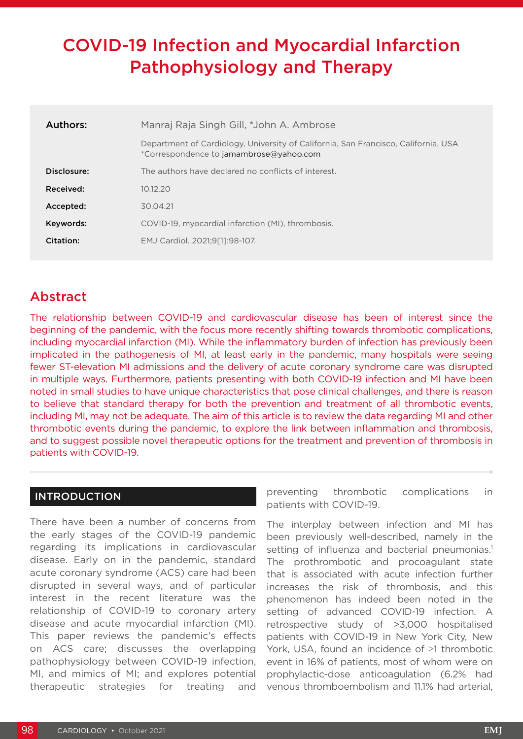# COVID-19 Infection and Myocardial Infarction Pathophysiology and Therapy

| | |
|---|---|
| **Authors:** | Manraj Raja Singh Gill, *John A. Ambrose |
| | Department of Cardiology, University of California, San Francisco, California, USA<br>*Correspondence to jamambrose@yahoo.com |
| **Disclosure:** | The authors have declared no conflicts of interest. |
| **Received:** | 10.12.20 |
| **Accepted:** | 30.04.21 |
| **Keywords:** | COVID-19, myocardial infarction (MI), thrombosis. |
| **Citation:** | EMJ Cardiol. 2021;9[1]:98-107. |

## Abstract

The relationship between COVID-19 and cardiovascular disease has been of interest since the beginning of the pandemic, with the focus more recently shifting towards thrombotic complications, including myocardial infarction (MI). While the inflammatory burden of infection has previously been implicated in the pathogenesis of MI, at least early in the pandemic, many hospitals were seeing fewer ST-elevation MI admissions and the delivery of acute coronary syndrome care was disrupted in multiple ways. Furthermore, patients presenting with both COVID-19 infection and MI have been noted in small studies to have unique characteristics that pose clinical challenges, and there is reason to believe that standard therapy for both the prevention and treatment of all thrombotic events, including MI, may not be adequate. The aim of this article is to review the data regarding MI and other thrombotic events during the pandemic, to explore the link between inflammation and thrombosis, and to suggest possible novel therapeutic options for the treatment and prevention of thrombosis in patients with COVID-19.

## INTRODUCTION

There have been a number of concerns from the early stages of the COVID-19 pandemic regarding its implications in cardiovascular disease. Early on in the pandemic, standard acute coronary syndrome (ACS) care had been disrupted in several ways, and of particular interest in the recent literature was the relationship of COVID-19 to coronary artery disease and acute myocardial infarction (MI). This paper reviews the pandemic's effects on ACS care; discusses the overlapping pathophysiology between COVID-19 infection, MI, and mimics of MI; and explores potential therapeutic strategies for treating and preventing thrombotic complications in patients with COVID-19.

The interplay between infection and MI has been previously well-described, namely in the setting of influenza and bacterial pneumonias.[1] The prothrombotic and procoagulant state that is associated with acute infection further increases the risk of thrombosis, and this phenomenon has indeed been noted in the setting of advanced COVID-19 infection. A retrospective study of >3,000 hospitalised patients with COVID-19 in New York City, New York, USA, found an incidence of ≥1 thrombotic event in 16% of patients, most of whom were on prophylactic-dose anticoagulation (6.2% had venous thromboembolism and 11.1% had arterial,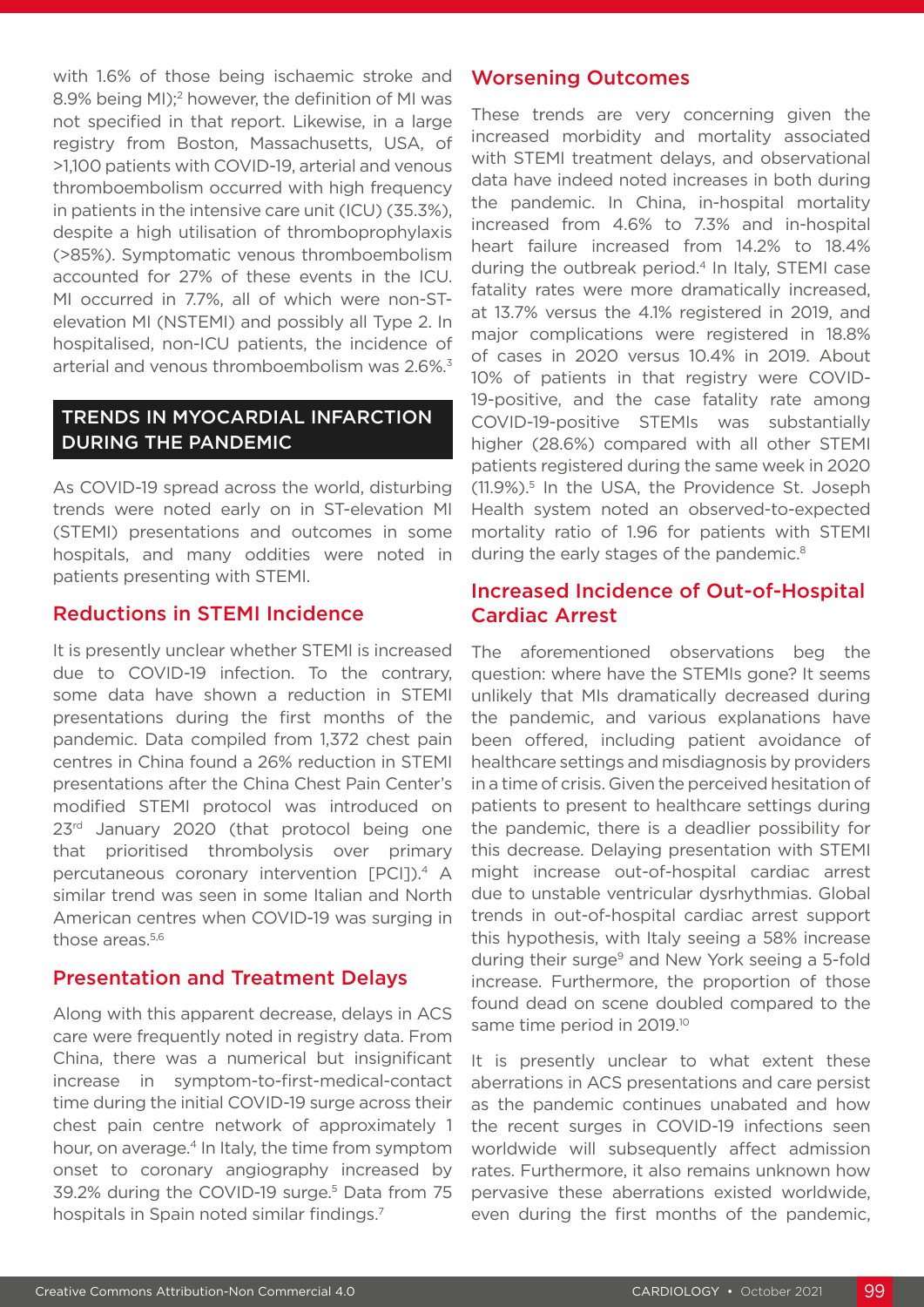with 1.6% of those being ischaemic stroke and 8.9% being MI);[2] however, the definition of MI was not specified in that report. Likewise, in a large registry from Boston, Massachusetts, USA, of >1,100 patients with COVID-19, arterial and venous thromboembolism occurred with high frequency in patients in the intensive care unit (ICU) (35.3%), despite a high utilisation of thromboprophylaxis (>85%). Symptomatic venous thromboembolism accounted for 27% of these events in the ICU. MI occurred in 7.7%, all of which were non-ST-elevation MI (NSTEMI) and possibly all Type 2. In hospitalised, non-ICU patients, the incidence of arterial and venous thromboembolism was 2.6%.[3]

## TRENDS IN MYOCARDIAL INFARCTION DURING THE PANDEMIC

As COVID-19 spread across the world, disturbing trends were noted early on in ST-elevation MI (STEMI) presentations and outcomes in some hospitals, and many oddities were noted in patients presenting with STEMI.

### Reductions in STEMI Incidence

It is presently unclear whether STEMI is increased due to COVID-19 infection. To the contrary, some data have shown a reduction in STEMI presentations during the first months of the pandemic. Data compiled from 1,372 chest pain centres in China found a 26% reduction in STEMI presentations after the China Chest Pain Center's modified STEMI protocol was introduced on 23rd January 2020 (that protocol being one that prioritised thrombolysis over primary percutaneous coronary intervention [PCI]).[4] A similar trend was seen in some Italian and North American centres when COVID-19 was surging in those areas.[5,6]

### Presentation and Treatment Delays

Along with this apparent decrease, delays in ACS care were frequently noted in registry data. From China, there was a numerical but insignificant increase in symptom-to-first-medical-contact time during the initial COVID-19 surge across their chest pain centre network of approximately 1 hour, on average.[4] In Italy, the time from symptom onset to coronary angiography increased by 39.2% during the COVID-19 surge.[5] Data from 75 hospitals in Spain noted similar findings.[7]

### Worsening Outcomes

These trends are very concerning given the increased morbidity and mortality associated with STEMI treatment delays, and observational data have indeed noted increases in both during the pandemic. In China, in-hospital mortality increased from 4.6% to 7.3% and in-hospital heart failure increased from 14.2% to 18.4% during the outbreak period.[4] In Italy, STEMI case fatality rates were more dramatically increased, at 13.7% versus the 4.1% registered in 2019, and major complications were registered in 18.8% of cases in 2020 versus 10.4% in 2019. About 10% of patients in that registry were COVID-19-positive, and the case fatality rate among COVID-19-positive STEMIs was substantially higher (28.6%) compared with all other STEMI patients registered during the same week in 2020 (11.9%).[5] In the USA, the Providence St. Joseph Health system noted an observed-to-expected mortality ratio of 1.96 for patients with STEMI during the early stages of the pandemic.[8]

### Increased Incidence of Out-of-Hospital Cardiac Arrest

The aforementioned observations beg the question: where have the STEMIs gone? It seems unlikely that MIs dramatically decreased during the pandemic, and various explanations have been offered, including patient avoidance of healthcare settings and misdiagnosis by providers in a time of crisis. Given the perceived hesitation of patients to present to healthcare settings during the pandemic, there is a deadlier possibility for this decrease. Delaying presentation with STEMI might increase out-of-hospital cardiac arrest due to unstable ventricular dysrhythmias. Global trends in out-of-hospital cardiac arrest support this hypothesis, with Italy seeing a 58% increase during their surge[9] and New York seeing a 5-fold increase. Furthermore, the proportion of those found dead on scene doubled compared to the same time period in 2019.[10]

It is presently unclear to what extent these aberrations in ACS presentations and care persist as the pandemic continues unabated and how the recent surges in COVID-19 infections seen worldwide will subsequently affect admission rates. Furthermore, it also remains unknown how pervasive these aberrations existed worldwide, even during the first months of the pandemic,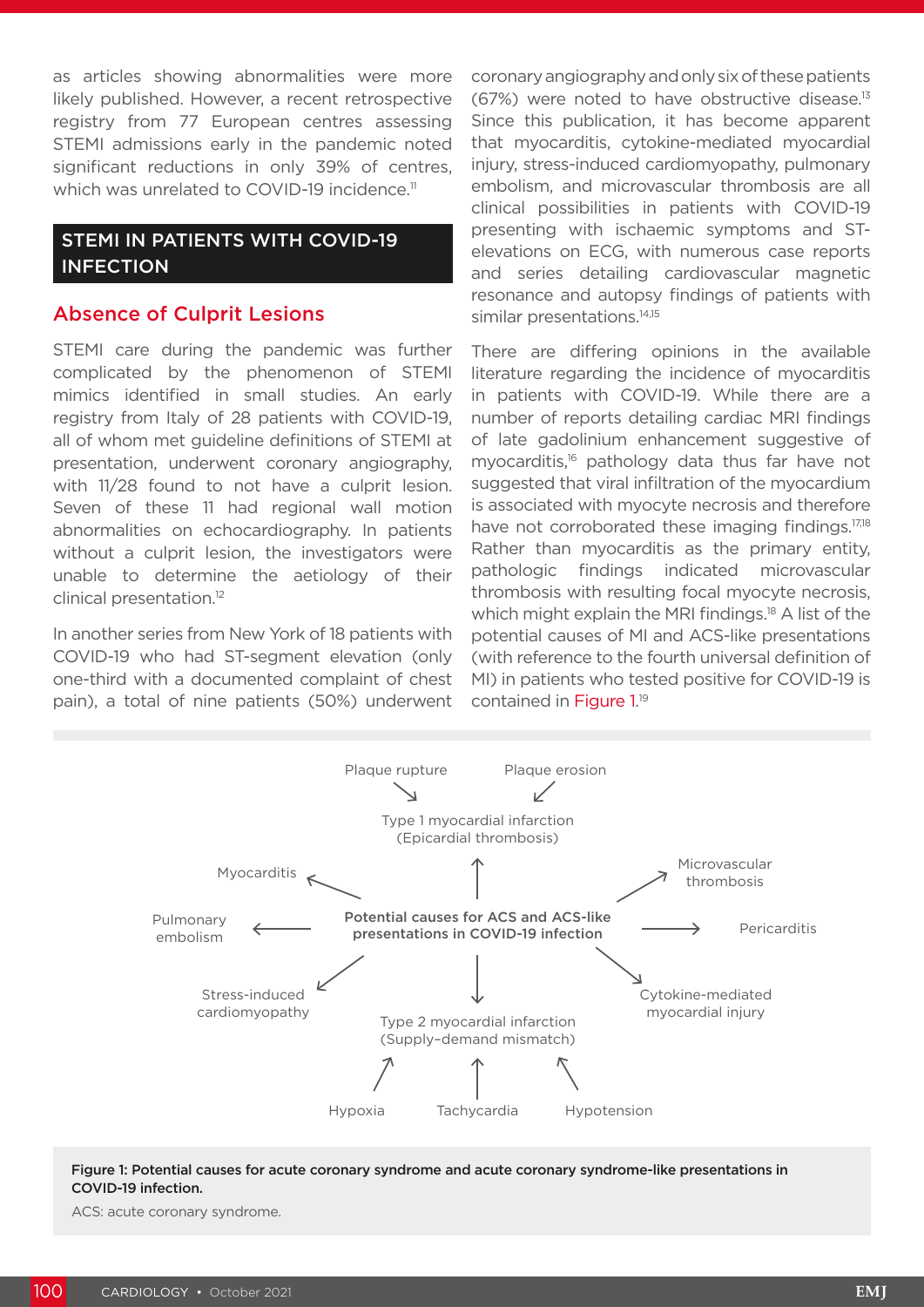as articles showing abnormalities were more likely published. However, a recent retrospective registry from 77 European centres assessing STEMI admissions early in the pandemic noted significant reductions in only 39% of centres, which was unrelated to COVID-19 incidence.[11]

## STEMI IN PATIENTS WITH COVID-19 INFECTION

### Absence of Culprit Lesions

STEMI care during the pandemic was further complicated by the phenomenon of STEMI mimics identified in small studies. An early registry from Italy of 28 patients with COVID-19, all of whom met guideline definitions of STEMI at presentation, underwent coronary angiography, with 11/28 found to not have a culprit lesion. Seven of these 11 had regional wall motion abnormalities on echocardiography. In patients without a culprit lesion, the investigators were unable to determine the aetiology of their clinical presentation.[12]

In another series from New York of 18 patients with COVID-19 who had ST-segment elevation (only one-third with a documented complaint of chest pain), a total of nine patients (50%) underwent coronary angiography and only six of these patients (67%) were noted to have obstructive disease.[13] Since this publication, it has become apparent that myocarditis, cytokine-mediated myocardial injury, stress-induced cardiomyopathy, pulmonary embolism, and microvascular thrombosis are all clinical possibilities in patients with COVID-19 presenting with ischaemic symptoms and ST-elevations on ECG, with numerous case reports and series detailing cardiovascular magnetic resonance and autopsy findings of patients with similar presentations.[14,15]

There are differing opinions in the available literature regarding the incidence of myocarditis in patients with COVID-19. While there are a number of reports detailing cardiac MRI findings of late gadolinium enhancement suggestive of myocarditis,[16] pathology data thus far have not suggested that viral infiltration of the myocardium is associated with myocyte necrosis and therefore have not corroborated these imaging findings.[17,18] Rather than myocarditis as the primary entity, pathologic findings indicated microvascular thrombosis with resulting focal myocyte necrosis, which might explain the MRI findings.[18] A list of the potential causes of MI and ACS-like presentations (with reference to the fourth universal definition of MI) in patients who tested positive for COVID-19 is contained in Figure 1.[19]

Plaque rupture → Type 1 myocardial infarction (Epicardial thrombosis) ← Plaque erosion

**Potential causes for ACS and ACS-like presentations in COVID-19 infection** → Type 1 myocardial infarction (Epicardial thrombosis); Myocarditis; Pulmonary embolism; Stress-induced cardiomyopathy; Type 2 myocardial infarction (Supply–demand mismatch); Cytokine-mediated myocardial injury; Pericarditis; Microvascular thrombosis

Hypoxia → Type 2 myocardial infarction (Supply–demand mismatch); Tachycardia → Type 2 myocardial infarction; Hypotension → Type 2 myocardial infarction

**Figure 1: Potential causes for acute coronary syndrome and acute coronary syndrome-like presentations in COVID-19 infection.**

ACS: acute coronary syndrome.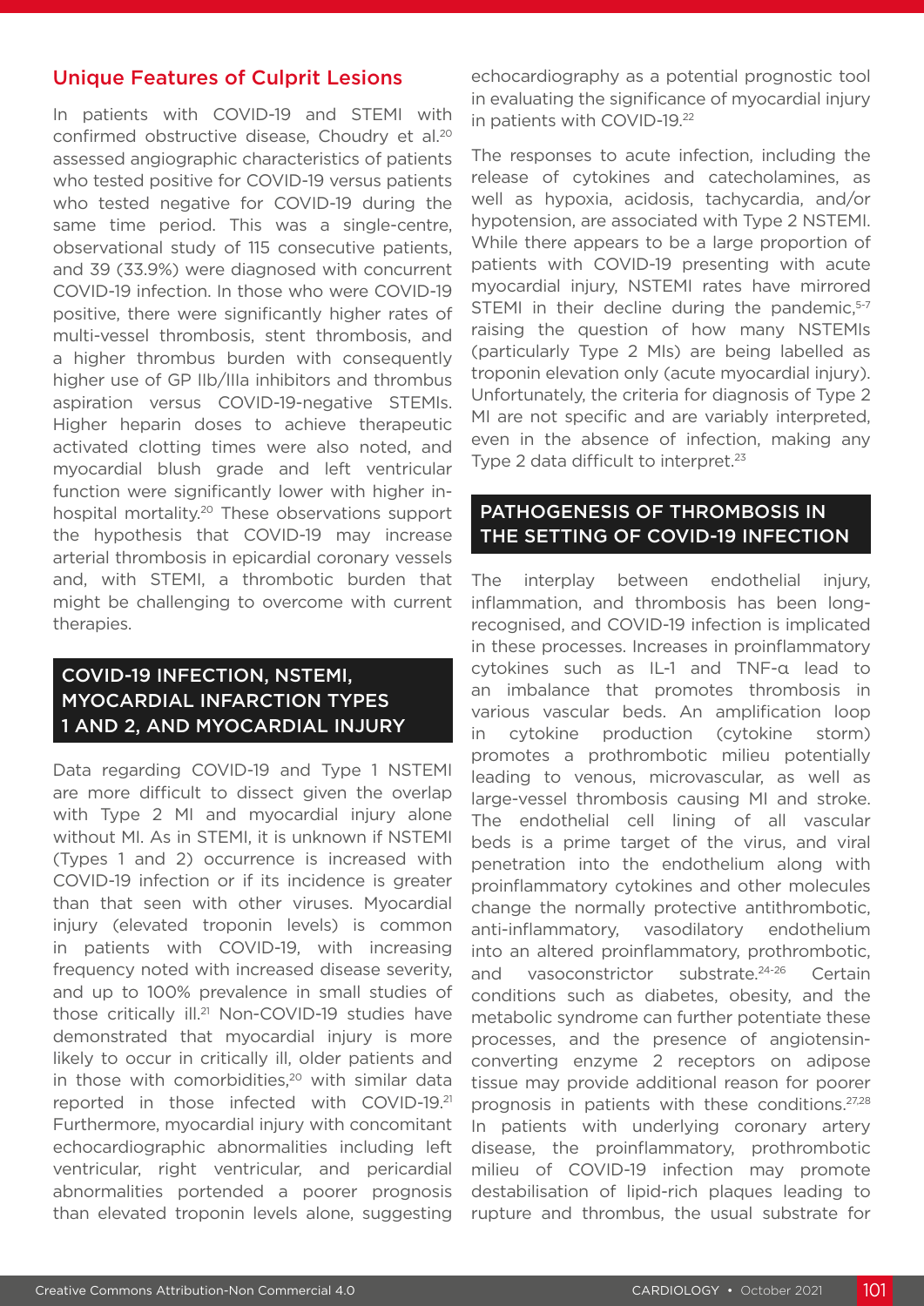### Unique Features of Culprit Lesions

In patients with COVID-19 and STEMI with confirmed obstructive disease, Choudry et al.[20] assessed angiographic characteristics of patients who tested positive for COVID-19 versus patients who tested negative for COVID-19 during the same time period. This was a single-centre, observational study of 115 consecutive patients, and 39 (33.9%) were diagnosed with concurrent COVID-19 infection. In those who were COVID-19 positive, there were significantly higher rates of multi-vessel thrombosis, stent thrombosis, and a higher thrombus burden with consequently higher use of GP IIb/IIIa inhibitors and thrombus aspiration versus COVID-19-negative STEMIs. Higher heparin doses to achieve therapeutic activated clotting times were also noted, and myocardial blush grade and left ventricular function were significantly lower with higher in-hospital mortality.[20] These observations support the hypothesis that COVID-19 may increase arterial thrombosis in epicardial coronary vessels and, with STEMI, a thrombotic burden that might be challenging to overcome with current therapies.

## COVID-19 INFECTION, NSTEMI, MYOCARDIAL INFARCTION TYPES 1 AND 2, AND MYOCARDIAL INJURY

Data regarding COVID-19 and Type 1 NSTEMI are more difficult to dissect given the overlap with Type 2 MI and myocardial injury alone without MI. As in STEMI, it is unknown if NSTEMI (Types 1 and 2) occurrence is increased with COVID-19 infection or if its incidence is greater than that seen with other viruses. Myocardial injury (elevated troponin levels) is common in patients with COVID-19, with increasing frequency noted with increased disease severity, and up to 100% prevalence in small studies of those critically ill.[21] Non-COVID-19 studies have demonstrated that myocardial injury is more likely to occur in critically ill, older patients and in those with comorbidities,[20] with similar data reported in those infected with COVID-19.[21] Furthermore, myocardial injury with concomitant echocardiographic abnormalities including left ventricular, right ventricular, and pericardial abnormalities portended a poorer prognosis than elevated troponin levels alone, suggesting echocardiography as a potential prognostic tool in evaluating the significance of myocardial injury in patients with COVID-19.[22]

The responses to acute infection, including the release of cytokines and catecholamines, as well as hypoxia, acidosis, tachycardia, and/or hypotension, are associated with Type 2 NSTEMI. While there appears to be a large proportion of patients with COVID-19 presenting with acute myocardial injury, NSTEMI rates have mirrored STEMI in their decline during the pandemic,[5-7] raising the question of how many NSTEMIs (particularly Type 2 MIs) are being labelled as troponin elevation only (acute myocardial injury). Unfortunately, the criteria for diagnosis of Type 2 MI are not specific and are variably interpreted, even in the absence of infection, making any Type 2 data difficult to interpret.[23]

## PATHOGENESIS OF THROMBOSIS IN THE SETTING OF COVID-19 INFECTION

The interplay between endothelial injury, inflammation, and thrombosis has been long-recognised, and COVID-19 infection is implicated in these processes. Increases in proinflammatory cytokines such as IL-1 and TNF-α lead to an imbalance that promotes thrombosis in various vascular beds. An amplification loop in cytokine production (cytokine storm) promotes a prothrombotic milieu potentially leading to venous, microvascular, as well as large-vessel thrombosis causing MI and stroke. The endothelial cell lining of all vascular beds is a prime target of the virus, and viral penetration into the endothelium along with proinflammatory cytokines and other molecules change the normally protective antithrombotic, anti-inflammatory, vasodilatory endothelium into an altered proinflammatory, prothrombotic, and vasoconstrictor substrate.[24-26] Certain conditions such as diabetes, obesity, and the metabolic syndrome can further potentiate these processes, and the presence of angiotensin-converting enzyme 2 receptors on adipose tissue may provide additional reason for poorer prognosis in patients with these conditions.[27,28] In patients with underlying coronary artery disease, the proinflammatory, prothrombotic milieu of COVID-19 infection may promote destabilisation of lipid-rich plaques leading to rupture and thrombus, the usual substrate for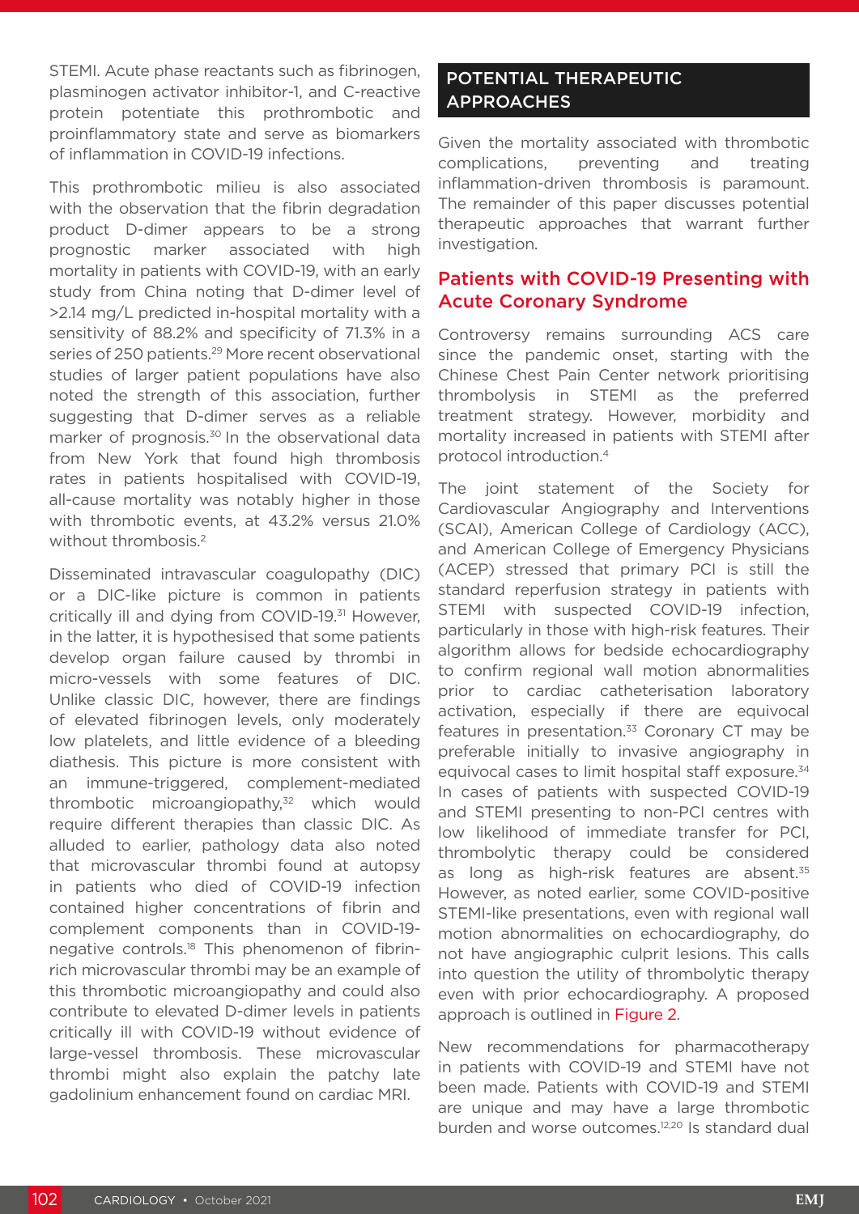STEMI. Acute phase reactants such as fibrinogen, plasminogen activator inhibitor-1, and C-reactive protein potentiate this prothrombotic and proinflammatory state and serve as biomarkers of inflammation in COVID-19 infections.

This prothrombotic milieu is also associated with the observation that the fibrin degradation product D-dimer appears to be a strong prognostic marker associated with high mortality in patients with COVID-19, with an early study from China noting that D-dimer level of >2.14 mg/L predicted in-hospital mortality with a sensitivity of 88.2% and specificity of 71.3% in a series of 250 patients.[29] More recent observational studies of larger patient populations have also noted the strength of this association, further suggesting that D-dimer serves as a reliable marker of prognosis.[30] In the observational data from New York that found high thrombosis rates in patients hospitalised with COVID-19, all-cause mortality was notably higher in those with thrombotic events, at 43.2% versus 21.0% without thrombosis.[2]

Disseminated intravascular coagulopathy (DIC) or a DIC-like picture is common in patients critically ill and dying from COVID-19.[31] However, in the latter, it is hypothesised that some patients develop organ failure caused by thrombi in micro-vessels with some features of DIC. Unlike classic DIC, however, there are findings of elevated fibrinogen levels, only moderately low platelets, and little evidence of a bleeding diathesis. This picture is more consistent with an immune-triggered, complement-mediated thrombotic microangiopathy,[32] which would require different therapies than classic DIC. As alluded to earlier, pathology data also noted that microvascular thrombi found at autopsy in patients who died of COVID-19 infection contained higher concentrations of fibrin and complement components than in COVID-19-negative controls.[18] This phenomenon of fibrin-rich microvascular thrombi may be an example of this thrombotic microangiopathy and could also contribute to elevated D-dimer levels in patients critically ill with COVID-19 without evidence of large-vessel thrombosis. These microvascular thrombi might also explain the patchy late gadolinium enhancement found on cardiac MRI.

## POTENTIAL THERAPEUTIC APPROACHES

Given the mortality associated with thrombotic complications, preventing and treating inflammation-driven thrombosis is paramount. The remainder of this paper discusses potential therapeutic approaches that warrant further investigation.

### Patients with COVID-19 Presenting with Acute Coronary Syndrome

Controversy remains surrounding ACS care since the pandemic onset, starting with the Chinese Chest Pain Center network prioritising thrombolysis in STEMI as the preferred treatment strategy. However, morbidity and mortality increased in patients with STEMI after protocol introduction.[4]

The joint statement of the Society for Cardiovascular Angiography and Interventions (SCAI), American College of Cardiology (ACC), and American College of Emergency Physicians (ACEP) stressed that primary PCI is still the standard reperfusion strategy in patients with STEMI with suspected COVID-19 infection, particularly in those with high-risk features. Their algorithm allows for bedside echocardiography to confirm regional wall motion abnormalities prior to cardiac catheterisation laboratory activation, especially if there are equivocal features in presentation.[33] Coronary CT may be preferable initially to invasive angiography in equivocal cases to limit hospital staff exposure.[34] In cases of patients with suspected COVID-19 and STEMI presenting to non-PCI centres with low likelihood of immediate transfer for PCI, thrombolytic therapy could be considered as long as high-risk features are absent.[35] However, as noted earlier, some COVID-positive STEMI-like presentations, even with regional wall motion abnormalities on echocardiography, do not have angiographic culprit lesions. This calls into question the utility of thrombolytic therapy even with prior echocardiography. A proposed approach is outlined in Figure 2.

New recommendations for pharmacotherapy in patients with COVID-19 and STEMI have not been made. Patients with COVID-19 and STEMI are unique and may have a large thrombotic burden and worse outcomes.[12,20] Is standard dual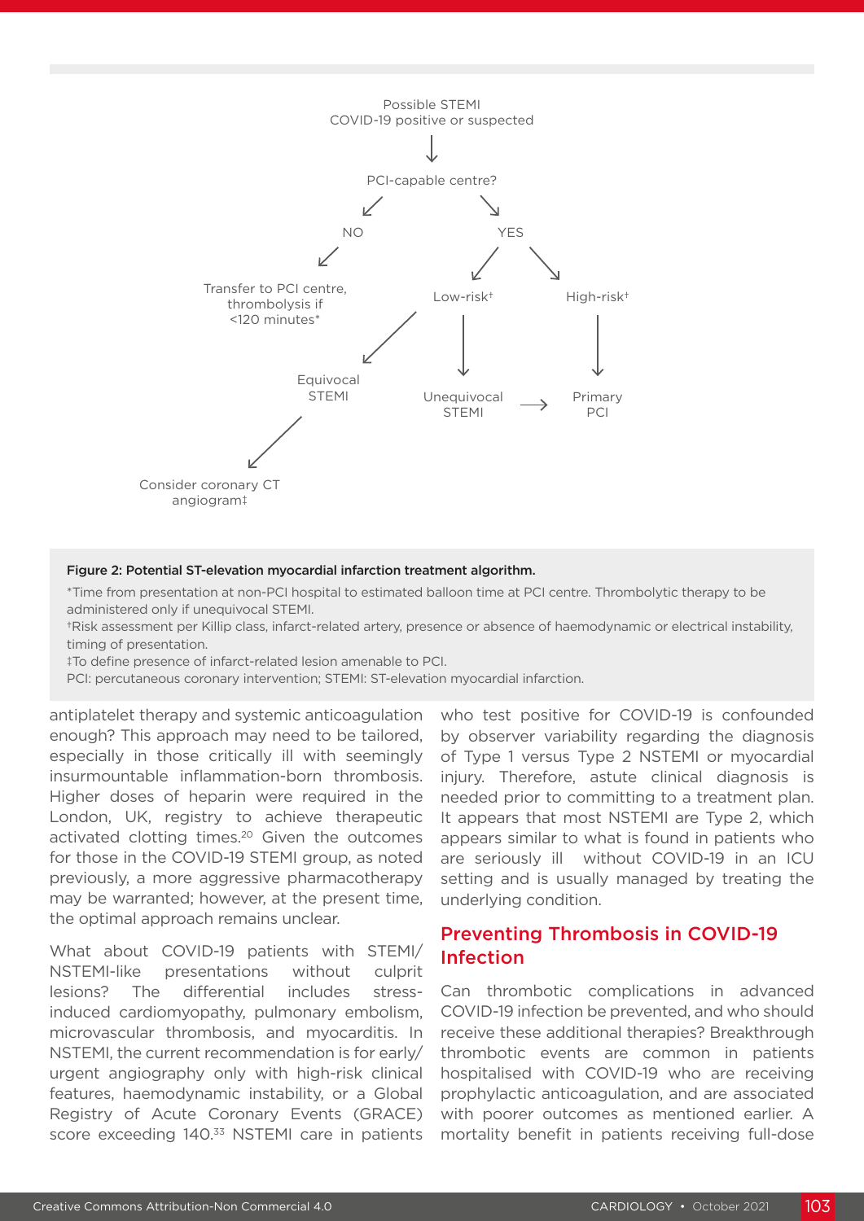Possible STEMI
COVID-19 positive or suspected

↓

PCI-capable centre?

- NO → Transfer to PCI centre, thrombolysis if <120 minutes*
- YES
  - Low-risk†
    - Equivocal STEMI → Consider coronary CT angiogram‡
    - Unequivocal STEMI → Primary PCI
  - High-risk† → Primary PCI

**Figure 2: Potential ST-elevation myocardial infarction treatment algorithm.**

*Time from presentation at non-PCI hospital to estimated balloon time at PCI centre. Thrombolytic therapy to be administered only if unequivocal STEMI.

†Risk assessment per Killip class, infarct-related artery, presence or absence of haemodynamic or electrical instability, timing of presentation.

‡To define presence of infarct-related lesion amenable to PCI.

PCI: percutaneous coronary intervention; STEMI: ST-elevation myocardial infarction.

antiplatelet therapy and systemic anticoagulation enough? This approach may need to be tailored, especially in those critically ill with seemingly insurmountable inflammation-born thrombosis. Higher doses of heparin were required in the London, UK, registry to achieve therapeutic activated clotting times.[20] Given the outcomes for those in the COVID-19 STEMI group, as noted previously, a more aggressive pharmacotherapy may be warranted; however, at the present time, the optimal approach remains unclear.

What about COVID-19 patients with STEMI/NSTEMI-like presentations without culprit lesions? The differential includes stress-induced cardiomyopathy, pulmonary embolism, microvascular thrombosis, and myocarditis. In NSTEMI, the current recommendation is for early/urgent angiography only with high-risk clinical features, haemodynamic instability, or a Global Registry of Acute Coronary Events (GRACE) score exceeding 140.[33] NSTEMI care in patients who test positive for COVID-19 is confounded by observer variability regarding the diagnosis of Type 1 versus Type 2 NSTEMI or myocardial injury. Therefore, astute clinical diagnosis is needed prior to committing to a treatment plan. It appears that most NSTEMI are Type 2, which appears similar to what is found in patients who are seriously ill without COVID-19 in an ICU setting and is usually managed by treating the underlying condition.

## Preventing Thrombosis in COVID-19 Infection

Can thrombotic complications in advanced COVID-19 infection be prevented, and who should receive these additional therapies? Breakthrough thrombotic events are common in patients hospitalised with COVID-19 who are receiving prophylactic anticoagulation, and are associated with poorer outcomes as mentioned earlier. A mortality benefit in patients receiving full-dose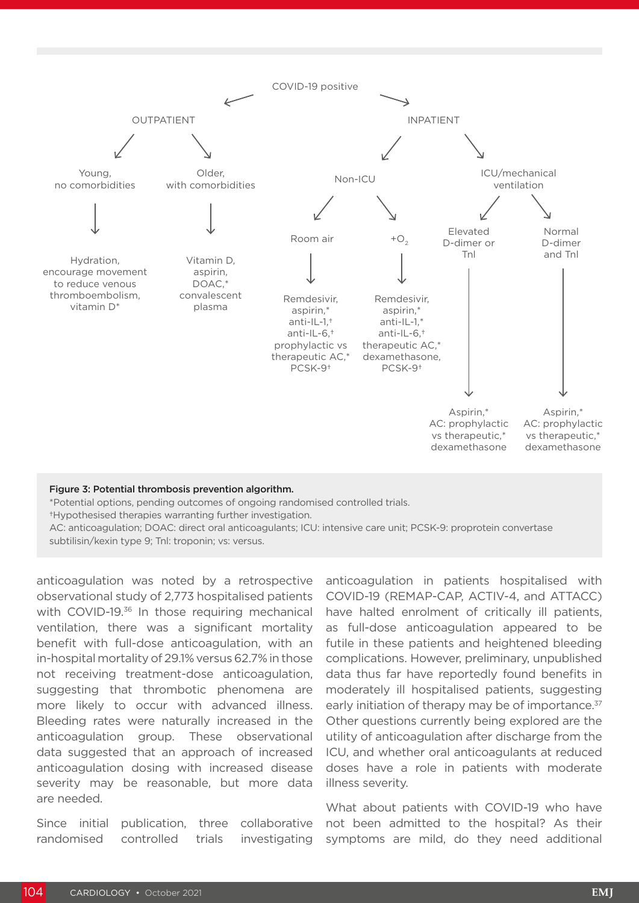COVID-19 positive

- OUTPATIENT
  - Young, no comorbidities → Hydration, encourage movement to reduce venous thromboembolism, vitamin D*
  - Older, with comorbidities → Vitamin D, aspirin, DOAC,* convalescent plasma
- INPATIENT
  - Non-ICU
    - Room air → Remdesivir, aspirin,* anti-IL-1,† anti-IL-6,† prophylactic vs therapeutic AC,* PCSK-9†
    - $+O_2$ → Remdesivir, aspirin,* anti-IL-1,* anti-IL-6,† therapeutic AC,* dexamethasone, PCSK-9†
  - ICU/mechanical ventilation
    - Elevated D-dimer or TnI → Aspirin,* AC: prophylactic vs therapeutic,* dexamethasone
    - Normal D-dimer and TnI → Aspirin,* AC: prophylactic vs therapeutic,* dexamethasone

**Figure 3: Potential thrombosis prevention algorithm.**

*Potential options, pending outcomes of ongoing randomised controlled trials.

†Hypothesised therapies warranting further investigation.

AC: anticoagulation; DOAC: direct oral anticoagulants; ICU: intensive care unit; PCSK-9: proprotein convertase subtilisin/kexin type 9; TnI: troponin; vs: versus.

anticoagulation was noted by a retrospective observational study of 2,773 hospitalised patients with COVID-19.[36] In those requiring mechanical ventilation, there was a significant mortality benefit with full-dose anticoagulation, with an in-hospital mortality of 29.1% versus 62.7% in those not receiving treatment-dose anticoagulation, suggesting that thrombotic phenomena are more likely to occur with advanced illness. Bleeding rates were naturally increased in the anticoagulation group. These observational data suggested that an approach of increased anticoagulation dosing with increased disease severity may be reasonable, but more data are needed.

Since initial publication, three collaborative randomised controlled trials investigating anticoagulation in patients hospitalised with COVID-19 (REMAP-CAP, ACTIV-4, and ATTACC) have halted enrolment of critically ill patients, as full-dose anticoagulation appeared to be futile in these patients and heightened bleeding complications. However, preliminary, unpublished data thus far have reportedly found benefits in moderately ill hospitalised patients, suggesting early initiation of therapy may be of importance.[37] Other questions currently being explored are the utility of anticoagulation after discharge from the ICU, and whether oral anticoagulants at reduced doses have a role in patients with moderate illness severity.

What about patients with COVID-19 who have not been admitted to the hospital? As their symptoms are mild, do they need additional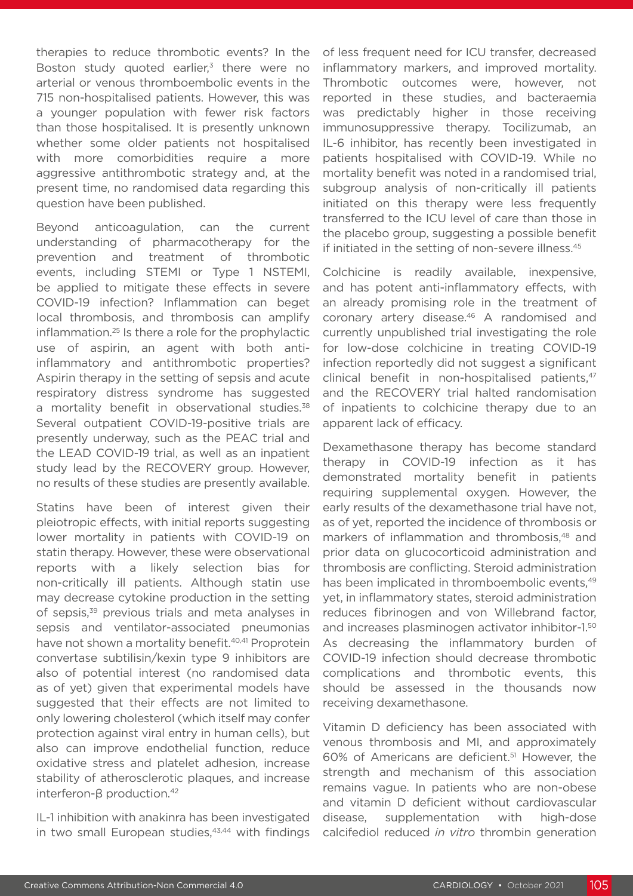therapies to reduce thrombotic events? In the Boston study quoted earlier,[3] there were no arterial or venous thromboembolic events in the 715 non-hospitalised patients. However, this was a younger population with fewer risk factors than those hospitalised. It is presently unknown whether some older patients not hospitalised with more comorbidities require a more aggressive antithrombotic strategy and, at the present time, no randomised data regarding this question have been published.

Beyond anticoagulation, can the current understanding of pharmacotherapy for the prevention and treatment of thrombotic events, including STEMI or Type 1 NSTEMI, be applied to mitigate these effects in severe COVID-19 infection? Inflammation can beget local thrombosis, and thrombosis can amplify inflammation.[25] Is there a role for the prophylactic use of aspirin, an agent with both anti-inflammatory and antithrombotic properties? Aspirin therapy in the setting of sepsis and acute respiratory distress syndrome has suggested a mortality benefit in observational studies.[38] Several outpatient COVID-19-positive trials are presently underway, such as the PEAC trial and the LEAD COVID-19 trial, as well as an inpatient study lead by the RECOVERY group. However, no results of these studies are presently available.

Statins have been of interest given their pleiotropic effects, with initial reports suggesting lower mortality in patients with COVID-19 on statin therapy. However, these were observational reports with a likely selection bias for non-critically ill patients. Although statin use may decrease cytokine production in the setting of sepsis,[39] previous trials and meta analyses in sepsis and ventilator-associated pneumonias have not shown a mortality benefit.[40,41] Proprotein convertase subtilisin/kexin type 9 inhibitors are also of potential interest (no randomised data as of yet) given that experimental models have suggested that their effects are not limited to only lowering cholesterol (which itself may confer protection against viral entry in human cells), but also can improve endothelial function, reduce oxidative stress and platelet adhesion, increase stability of atherosclerotic plaques, and increase interferon-β production.[42]

IL-1 inhibition with anakinra has been investigated in two small European studies,[43,44] with findings of less frequent need for ICU transfer, decreased inflammatory markers, and improved mortality. Thrombotic outcomes were, however, not reported in these studies, and bacteraemia was predictably higher in those receiving immunosuppressive therapy. Tocilizumab, an IL-6 inhibitor, has recently been investigated in patients hospitalised with COVID-19. While no mortality benefit was noted in a randomised trial, subgroup analysis of non-critically ill patients initiated on this therapy were less frequently transferred to the ICU level of care than those in the placebo group, suggesting a possible benefit if initiated in the setting of non-severe illness.[45]

Colchicine is readily available, inexpensive, and has potent anti-inflammatory effects, with an already promising role in the treatment of coronary artery disease.[46] A randomised and currently unpublished trial investigating the role for low-dose colchicine in treating COVID-19 infection reportedly did not suggest a significant clinical benefit in non-hospitalised patients,[47] and the RECOVERY trial halted randomisation of inpatients to colchicine therapy due to an apparent lack of efficacy.

Dexamethasone therapy has become standard therapy in COVID-19 infection as it has demonstrated mortality benefit in patients requiring supplemental oxygen. However, the early results of the dexamethasone trial have not, as of yet, reported the incidence of thrombosis or markers of inflammation and thrombosis,[48] and prior data on glucocorticoid administration and thrombosis are conflicting. Steroid administration has been implicated in thromboembolic events,[49] yet, in inflammatory states, steroid administration reduces fibrinogen and von Willebrand factor, and increases plasminogen activator inhibitor-1.[50] As decreasing the inflammatory burden of COVID-19 infection should decrease thrombotic complications and thrombotic events, this should be assessed in the thousands now receiving dexamethasone.

Vitamin D deficiency has been associated with venous thrombosis and MI, and approximately 60% of Americans are deficient.[51] However, the strength and mechanism of this association remains vague. In patients who are non-obese and vitamin D deficient without cardiovascular disease, supplementation with high-dose calcifediol reduced *in vitro* thrombin generation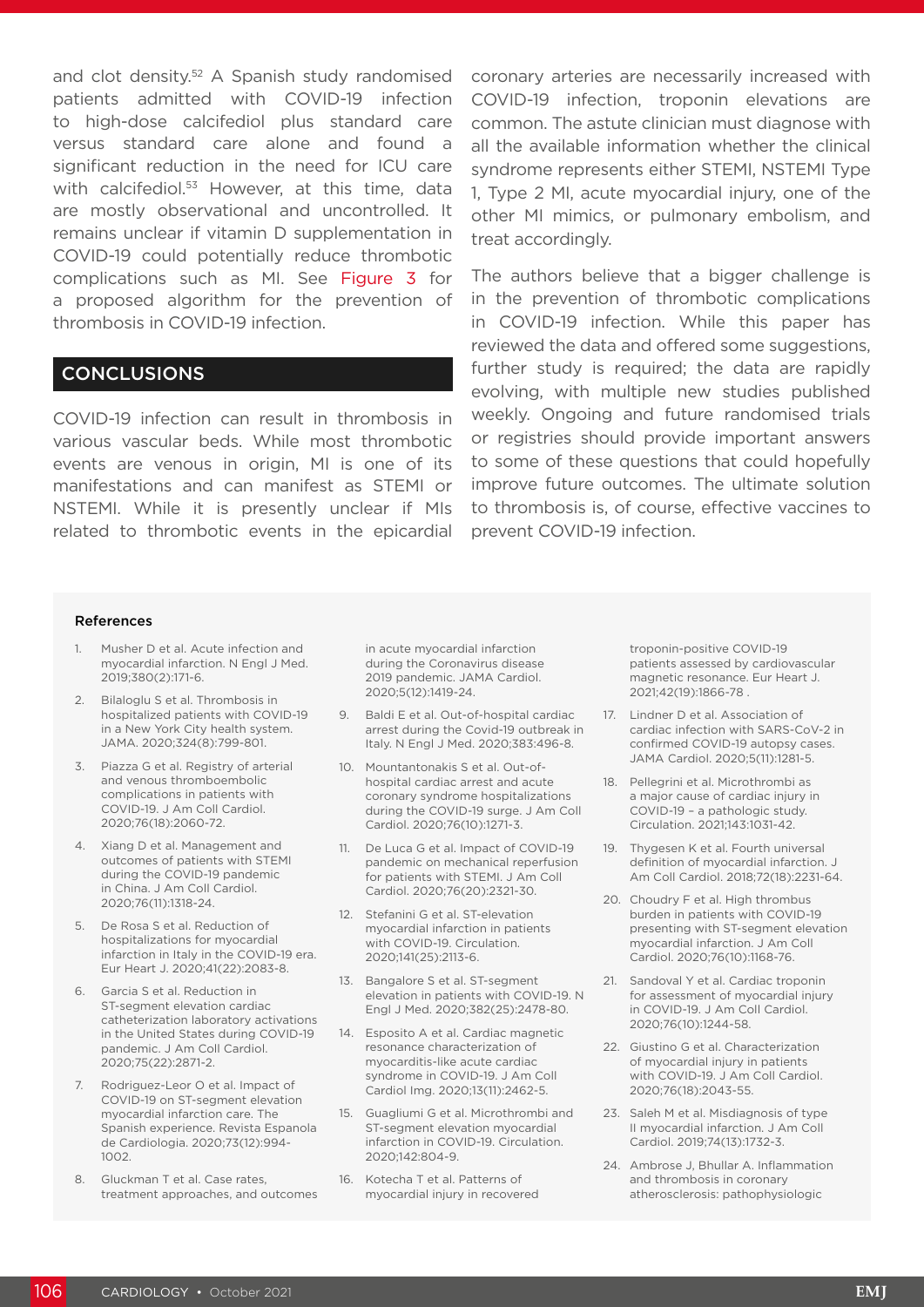and clot density.[52] A Spanish study randomised patients admitted with COVID-19 infection to high-dose calcifediol plus standard care versus standard care alone and found a significant reduction in the need for ICU care with calcifediol.[53] However, at this time, data are mostly observational and uncontrolled. It remains unclear if vitamin D supplementation in COVID-19 could potentially reduce thrombotic complications such as MI. See Figure 3 for a proposed algorithm for the prevention of thrombosis in COVID-19 infection.

## CONCLUSIONS

COVID-19 infection can result in thrombosis in various vascular beds. While most thrombotic events are venous in origin, MI is one of its manifestations and can manifest as STEMI or NSTEMI. While it is presently unclear if MIs related to thrombotic events in the epicardial coronary arteries are necessarily increased with COVID-19 infection, troponin elevations are common. The astute clinician must diagnose with all the available information whether the clinical syndrome represents either STEMI, NSTEMI Type 1, Type 2 MI, acute myocardial injury, one of the other MI mimics, or pulmonary embolism, and treat accordingly.

The authors believe that a bigger challenge is in the prevention of thrombotic complications in COVID-19 infection. While this paper has reviewed the data and offered some suggestions, further study is required; the data are rapidly evolving, with multiple new studies published weekly. Ongoing and future randomised trials or registries should provide important answers to some of these questions that could hopefully improve future outcomes. The ultimate solution to thrombosis is, of course, effective vaccines to prevent COVID-19 infection.

### References

1. Musher D et al. Acute infection and myocardial infarction. N Engl J Med. 2019;380(2):171-6.
2. Bilaloglu S et al. Thrombosis in hospitalized patients with COVID-19 in a New York City health system. JAMA. 2020;324(8):799-801.
3. Piazza G et al. Registry of arterial and venous thromboembolic complications in patients with COVID-19. J Am Coll Cardiol. 2020;76(18):2060-72.
4. Xiang D et al. Management and outcomes of patients with STEMI during the COVID-19 pandemic in China. J Am Coll Cardiol. 2020;76(11):1318-24.
5. De Rosa S et al. Reduction of hospitalizations for myocardial infarction in Italy in the COVID-19 era. Eur Heart J. 2020;41(22):2083-8.
6. Garcia S et al. Reduction in ST-segment elevation cardiac catheterization laboratory activations in the United States during COVID-19 pandemic. J Am Coll Cardiol. 2020;75(22):2871-2.
7. Rodriguez-Leor O et al. Impact of COVID-19 on ST-segment elevation myocardial infarction care. The Spanish experience. Revista Espanola de Cardiologia. 2020;73(12):994-1002.
8. Gluckman T et al. Case rates, treatment approaches, and outcomes in acute myocardial infarction during the Coronavirus disease 2019 pandemic. JAMA Cardiol. 2020;5(12):1419-24.
9. Baldi E et al. Out-of-hospital cardiac arrest during the Covid-19 outbreak in Italy. N Engl J Med. 2020;383:496-8.
10. Mountantonakis S et al. Out-of-hospital cardiac arrest and acute coronary syndrome hospitalizations during the COVID-19 surge. J Am Coll Cardiol. 2020;76(10):1271-3.
11. De Luca G et al. Impact of COVID-19 pandemic on mechanical reperfusion for patients with STEMI. J Am Coll Cardiol. 2020;76(20):2321-30.
12. Stefanini G et al. ST-elevation myocardial infarction in patients with COVID-19. Circulation. 2020;141(25):2113-6.
13. Bangalore S et al. ST-segment elevation in patients with COVID-19. N Engl J Med. 2020;382(25):2478-80.
14. Esposito A et al. Cardiac magnetic resonance characterization of myocarditis-like acute cardiac syndrome in COVID-19. J Am Coll Cardiol Img. 2020;13(11):2462-5.
15. Guagliumi G et al. Microthrombi and ST-segment elevation myocardial infarction in COVID-19. Circulation. 2020;142:804-9.
16. Kotecha T et al. Patterns of myocardial injury in recovered troponin-positive COVID-19 patients assessed by cardiovascular magnetic resonance. Eur Heart J. 2021;42(19):1866-78 .
17. Lindner D et al. Association of cardiac infection with SARS-CoV-2 in confirmed COVID-19 autopsy cases. JAMA Cardiol. 2020;5(11):1281-5.
18. Pellegrini et al. Microthrombi as a major cause of cardiac injury in COVID-19 – a pathologic study. Circulation. 2021;143:1031-42.
19. Thygesen K et al. Fourth universal definition of myocardial infarction. J Am Coll Cardiol. 2018;72(18):2231-64.
20. Choudry F et al. High thrombus burden in patients with COVID-19 presenting with ST-segment elevation myocardial infarction. J Am Coll Cardiol. 2020;76(10):1168-76.
21. Sandoval Y et al. Cardiac troponin for assessment of myocardial injury in COVID-19. J Am Coll Cardiol. 2020;76(10):1244-58.
22. Giustino G et al. Characterization of myocardial injury in patients with COVID-19. J Am Coll Cardiol. 2020;76(18):2043-55.
23. Saleh M et al. Misdiagnosis of type II myocardial infarction. J Am Coll Cardiol. 2019;74(13):1732-3.
24. Ambrose J, Bhullar A. Inflammation and thrombosis in coronary atherosclerosis: pathophysiologic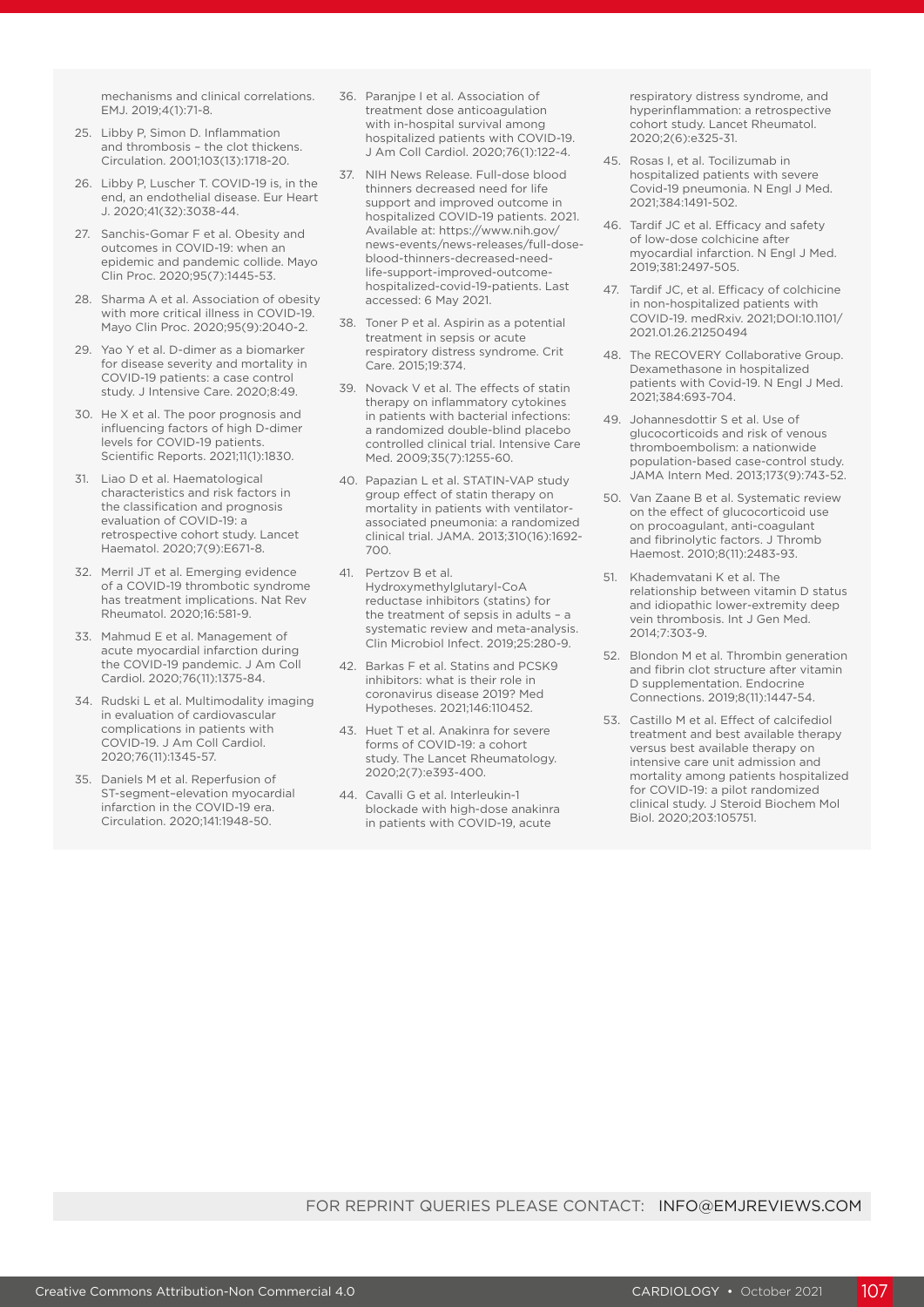mechanisms and clinical correlations. EMJ. 2019;4(1):71-8.

25. Libby P, Simon D. Inflammation and thrombosis – the clot thickens. Circulation. 2001;103(13):1718-20.
26. Libby P, Luscher T. COVID-19 is, in the end, an endothelial disease. Eur Heart J. 2020;41(32):3038-44.
27. Sanchis-Gomar F et al. Obesity and outcomes in COVID-19: when an epidemic and pandemic collide. Mayo Clin Proc. 2020;95(7):1445-53.
28. Sharma A et al. Association of obesity with more critical illness in COVID-19. Mayo Clin Proc. 2020;95(9):2040-2.
29. Yao Y et al. D-dimer as a biomarker for disease severity and mortality in COVID-19 patients: a case control study. J Intensive Care. 2020;8:49.
30. He X et al. The poor prognosis and influencing factors of high D-dimer levels for COVID-19 patients. Scientific Reports. 2021;11(1):1830.
31. Liao D et al. Haematological characteristics and risk factors in the classification and prognosis evaluation of COVID-19: a retrospective cohort study. Lancet Haematol. 2020;7(9):E671-8.
32. Merril JT et al. Emerging evidence of a COVID-19 thrombotic syndrome has treatment implications. Nat Rev Rheumatol. 2020;16:581-9.
33. Mahmud E et al. Management of acute myocardial infarction during the COVID-19 pandemic. J Am Coll Cardiol. 2020;76(11):1375-84.
34. Rudski L et al. Multimodality imaging in evaluation of cardiovascular complications in patients with COVID-19. J Am Coll Cardiol. 2020;76(11):1345-57.
35. Daniels M et al. Reperfusion of ST-segment–elevation myocardial infarction in the COVID-19 era. Circulation. 2020;141:1948-50.
36. Paranjpe I et al. Association of treatment dose anticoagulation with in-hospital survival among hospitalized patients with COVID-19. J Am Coll Cardiol. 2020;76(1):122-4.
37. NIH News Release. Full-dose blood thinners decreased need for life support and improved outcome in hospitalized COVID-19 patients. 2021. Available at: https://www.nih.gov/news-events/news-releases/full-dose-blood-thinners-decreased-need-life-support-improved-outcome-hospitalized-covid-19-patients. Last accessed: 6 May 2021.
38. Toner P et al. Aspirin as a potential treatment in sepsis or acute respiratory distress syndrome. Crit Care. 2015;19:374.
39. Novack V et al. The effects of statin therapy on inflammatory cytokines in patients with bacterial infections: a randomized double-blind placebo controlled clinical trial. Intensive Care Med. 2009;35(7):1255-60.
40. Papazian L et al. STATIN-VAP study group effect of statin therapy on mortality in patients with ventilator-associated pneumonia: a randomized clinical trial. JAMA. 2013;310(16):1692-700.
41. Pertzov B et al. Hydroxymethylglutaryl-CoA reductase inhibitors (statins) for the treatment of sepsis in adults – a systematic review and meta-analysis. Clin Microbiol Infect. 2019;25:280-9.
42. Barkas F et al. Statins and PCSK9 inhibitors: what is their role in coronavirus disease 2019? Med Hypotheses. 2021;146:110452.
43. Huet T et al. Anakinra for severe forms of COVID-19: a cohort study. The Lancet Rheumatology. 2020;2(7):e393-400.
44. Cavalli G et al. Interleukin-1 blockade with high-dose anakinra in patients with COVID-19, acute respiratory distress syndrome, and hyperinflammation: a retrospective cohort study. Lancet Rheumatol. 2020;2(6):e325-31.
45. Rosas I, et al. Tocilizumab in hospitalized patients with severe Covid-19 pneumonia. N Engl J Med. 2021;384:1491-502.
46. Tardif JC et al. Efficacy and safety of low-dose colchicine after myocardial infarction. N Engl J Med. 2019;381:2497-505.
47. Tardif JC, et al. Efficacy of colchicine in non-hospitalized patients with COVID-19. medRxiv. 2021;DOI:10.1101/2021.01.26.21250494
48. The RECOVERY Collaborative Group. Dexamethasone in hospitalized patients with Covid-19. N Engl J Med. 2021;384:693-704.
49. Johannesdottir S et al. Use of glucocorticoids and risk of venous thromboembolism: a nationwide population-based case-control study. JAMA Intern Med. 2013;173(9):743-52.
50. Van Zaane B et al. Systematic review on the effect of glucocorticoid use on procoagulant, anti-coagulant and fibrinolytic factors. J Thromb Haemost. 2010;8(11):2483-93.
51. Khademvatani K et al. The relationship between vitamin D status and idiopathic lower-extremity deep vein thrombosis. Int J Gen Med. 2014;7:303-9.
52. Blondon M et al. Thrombin generation and fibrin clot structure after vitamin D supplementation. Endocrine Connections. 2019;8(11):1447-54.
53. Castillo M et al. Effect of calcifediol treatment and best available therapy versus best available therapy on intensive care unit admission and mortality among patients hospitalized for COVID-19: a pilot randomized clinical study. J Steroid Biochem Mol Biol. 2020;203:105751.

FOR REPRINT QUERIES PLEASE CONTACT: INFO@EMJREVIEWS.COM